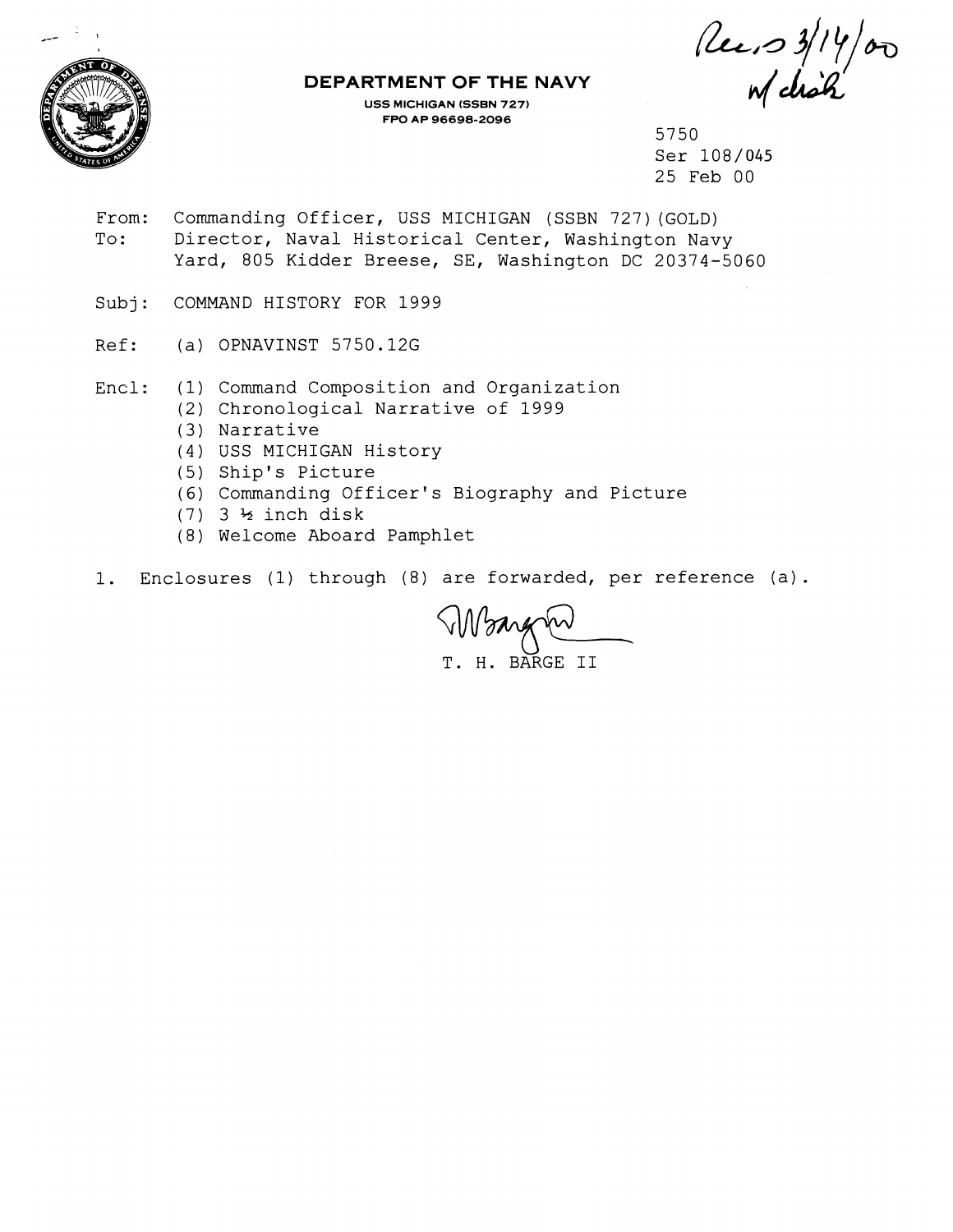Rec'd 3/14/00 w/ disk

**DEPARTMENT OF THE NAVY**

**USS MICHIGAN (SSBN 727)**
**FPO AP 96698-2096**

5750
Ser 108/045
25 Feb 00

From: Commanding Officer, USS MICHIGAN (SSBN 727)(GOLD)
To: Director, Naval Historical Center, Washington Navy Yard, 805 Kidder Breese, SE, Washington DC 20374-5060

Subj: COMMAND HISTORY FOR 1999

Ref: (a) OPNAVINST 5750.12G

Encl: (1) Command Composition and Organization
(2) Chronological Narrative of 1999
(3) Narrative
(4) USS MICHIGAN History
(5) Ship's Picture
(6) Commanding Officer's Biography and Picture
(7) 3 ½ inch disk
(8) Welcome Aboard Pamphlet

1. Enclosures (1) through (8) are forwarded, per reference (a).

T. H. BARGE II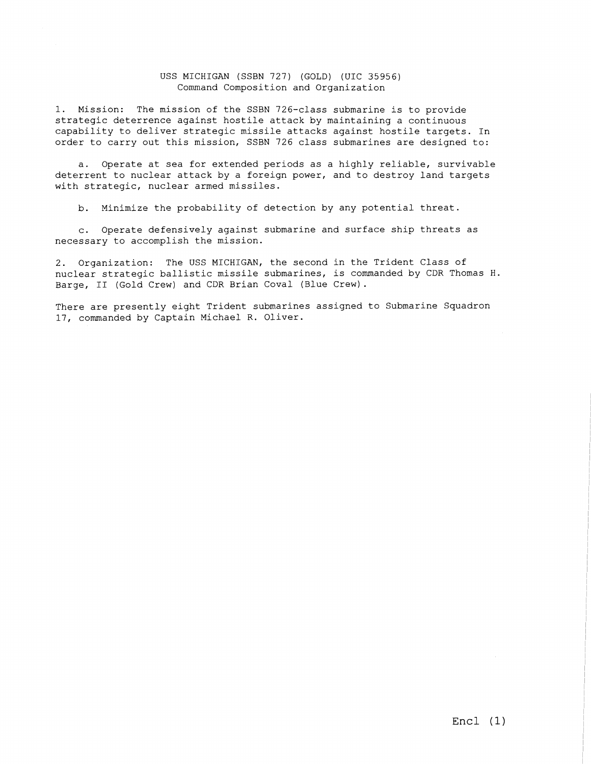USS MICHIGAN (SSBN 727) (GOLD) (UIC 35956)
Command Composition and Organization

1. Mission: The mission of the SSBN 726-class submarine is to provide strategic deterrence against hostile attack by maintaining a continuous capability to deliver strategic missile attacks against hostile targets. In order to carry out this mission, SSBN 726 class submarines are designed to:

   a. Operate at sea for extended periods as a highly reliable, survivable deterrent to nuclear attack by a foreign power, and to destroy land targets with strategic, nuclear armed missiles.

   b. Minimize the probability of detection by any potential threat.

   c. Operate defensively against submarine and surface ship threats as necessary to accomplish the mission.

2. Organization: The USS MICHIGAN, the second in the Trident Class of nuclear strategic ballistic missile submarines, is commanded by CDR Thomas H. Barge, II (Gold Crew) and CDR Brian Coval (Blue Crew).

There are presently eight Trident submarines assigned to Submarine Squadron 17, commanded by Captain Michael R. Oliver.

Encl (1)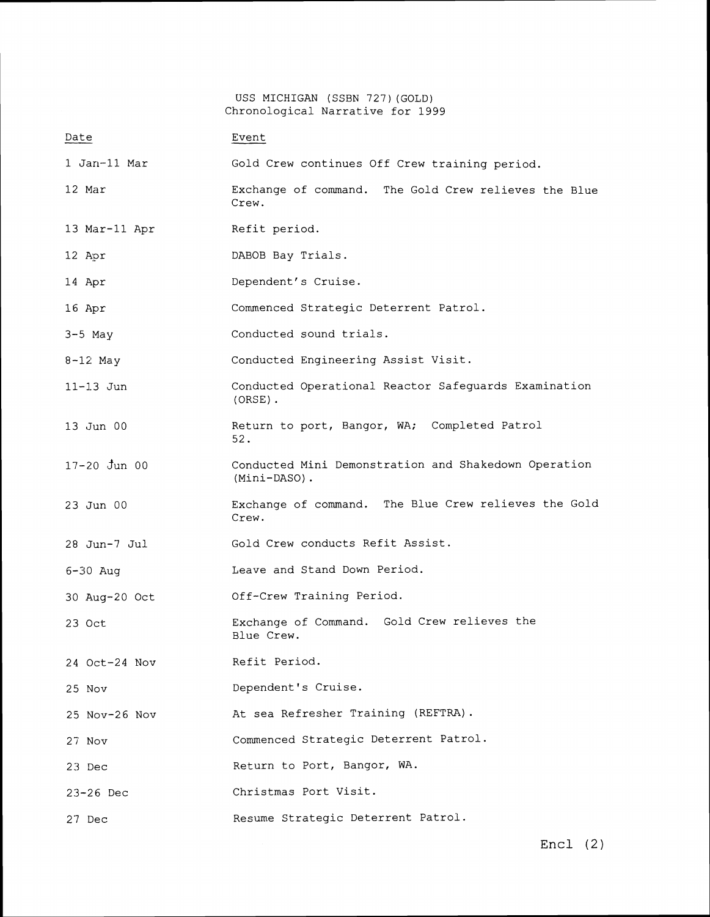USS MICHIGAN (SSBN 727)(GOLD)
Chronological Narrative for 1999

| Date | Event |
|---|---|
| 1 Jan-11 Mar | Gold Crew continues Off Crew training period. |
| 12 Mar | Exchange of command. The Gold Crew relieves the Blue Crew. |
| 13 Mar-11 Apr | Refit period. |
| 12 Apr | DABOB Bay Trials. |
| 14 Apr | Dependent's Cruise. |
| 16 Apr | Commenced Strategic Deterrent Patrol. |
| 3-5 May | Conducted sound trials. |
| 8-12 May | Conducted Engineering Assist Visit. |
| 11-13 Jun | Conducted Operational Reactor Safeguards Examination (ORSE). |
| 13 Jun 00 | Return to port, Bangor, WA; Completed Patrol 52. |
| 17-20 Jun 00 | Conducted Mini Demonstration and Shakedown Operation (Mini-DASO). |
| 23 Jun 00 | Exchange of command. The Blue Crew relieves the Gold Crew. |
| 28 Jun-7 Jul | Gold Crew conducts Refit Assist. |
| 6-30 Aug | Leave and Stand Down Period. |
| 30 Aug-20 Oct | Off-Crew Training Period. |
| 23 Oct | Exchange of Command. Gold Crew relieves the Blue Crew. |
| 24 Oct-24 Nov | Refit Period. |
| 25 Nov | Dependent's Cruise. |
| 25 Nov-26 Nov | At sea Refresher Training (REFTRA). |
| 27 Nov | Commenced Strategic Deterrent Patrol. |
| 23 Dec | Return to Port, Bangor, WA. |
| 23-26 Dec | Christmas Port Visit. |
| 27 Dec | Resume Strategic Deterrent Patrol. |

Encl (2)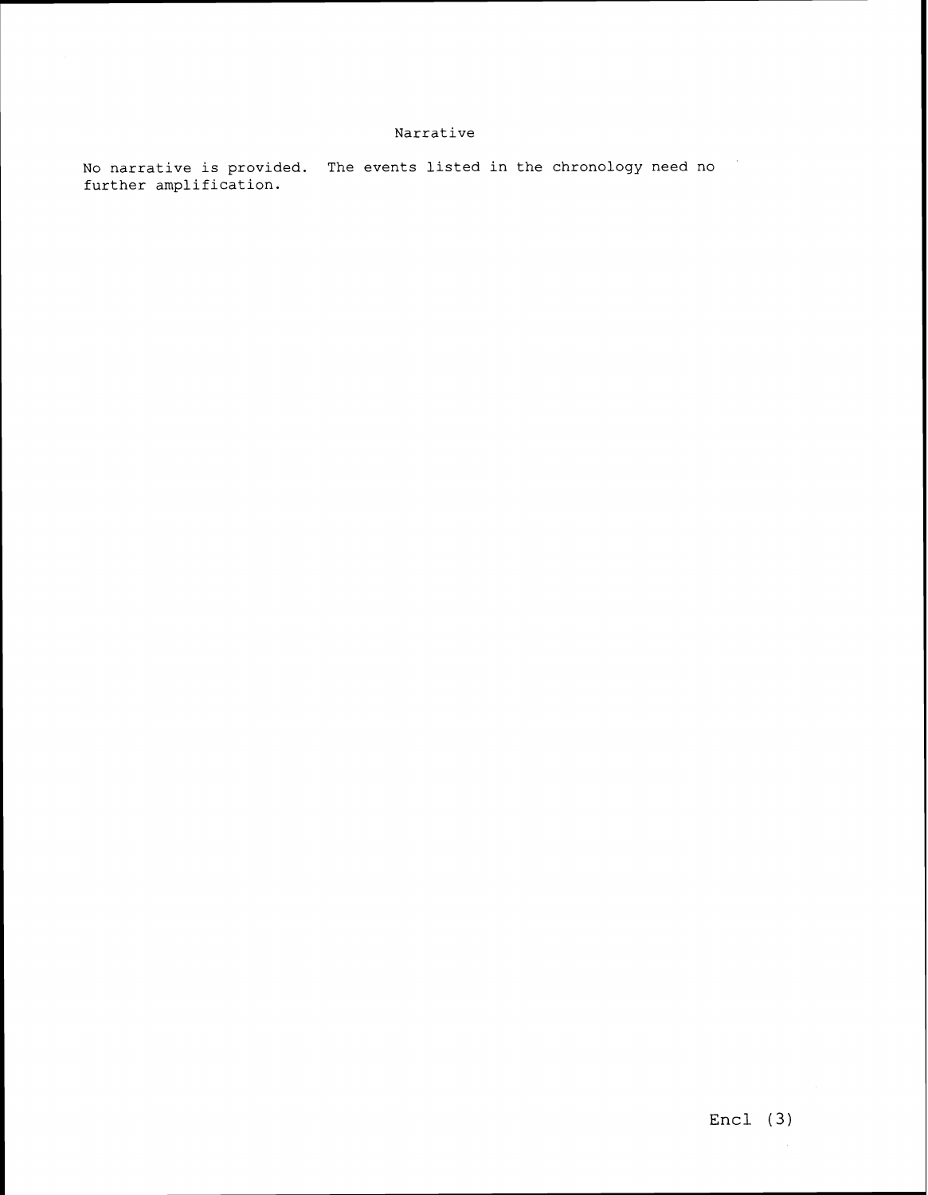# Narrative

No narrative is provided. The events listed in the chronology need no further amplification.

Encl (3)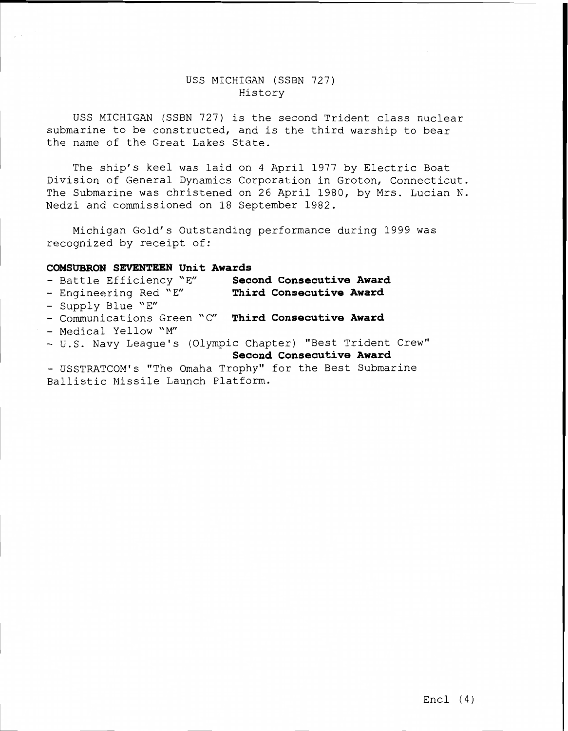# USS MICHIGAN (SSBN 727)
## History

USS MICHIGAN (SSBN 727) is the second Trident class nuclear submarine to be constructed, and is the third warship to bear the name of the Great Lakes State.

The ship's keel was laid on 4 April 1977 by Electric Boat Division of General Dynamics Corporation in Groton, Connecticut. The Submarine was christened on 26 April 1980, by Mrs. Lucian N. Nedzi and commissioned on 18 September 1982.

Michigan Gold's Outstanding performance during 1999 was recognized by receipt of:

**COMSUBRON SEVENTEEN Unit Awards**

- Battle Efficiency "E" **Second Consecutive Award**
- Engineering Red "E" **Third Consecutive Award**
- Supply Blue "E"
- Communications Green "C" **Third Consecutive Award**
- Medical Yellow "M"
- U.S. Navy League's (Olympic Chapter) "Best Trident Crew" **Second Consecutive Award**
- USSTRATCOM's "The Omaha Trophy" for the Best Submarine Ballistic Missile Launch Platform.

Encl (4)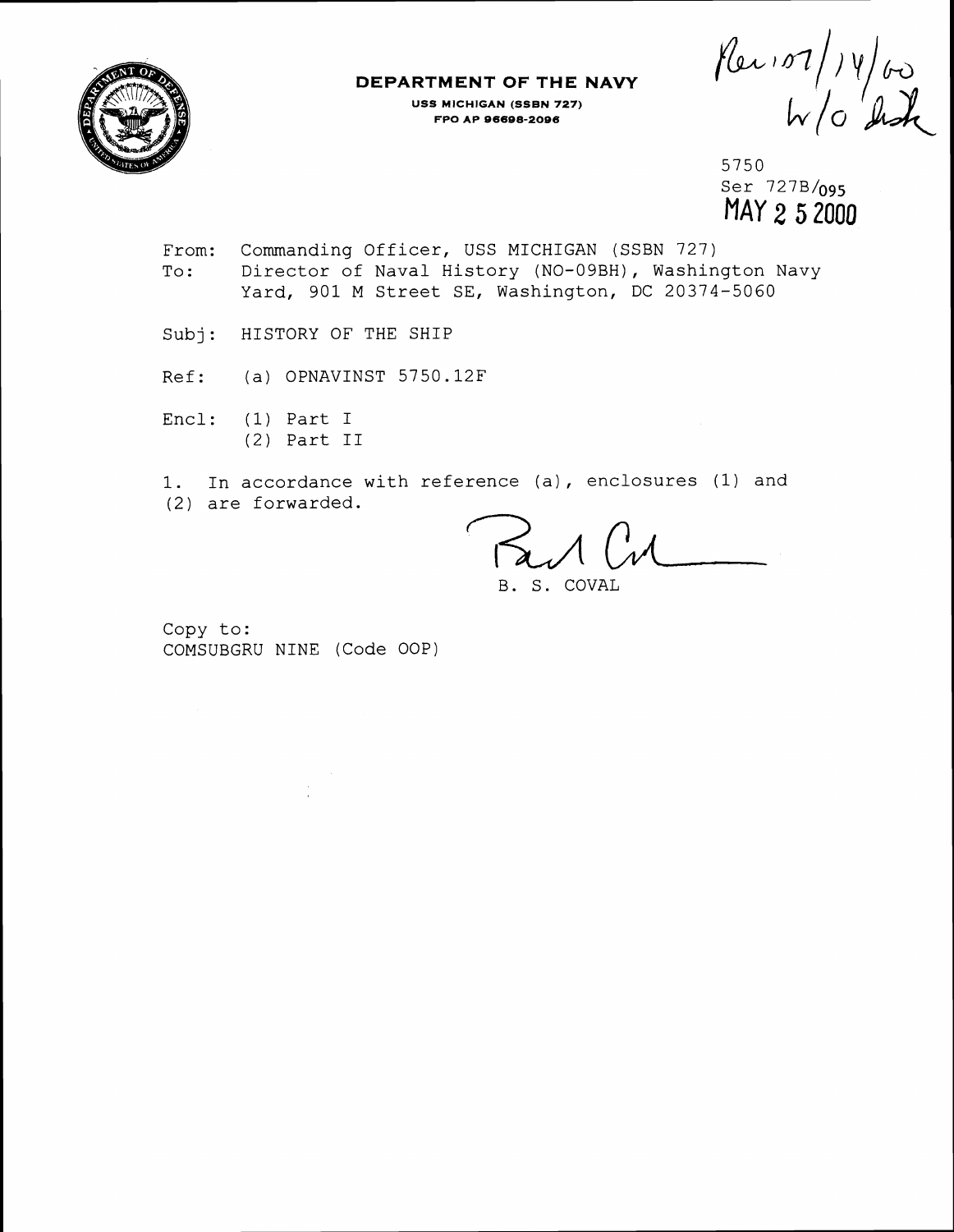**DEPARTMENT OF THE NAVY**

**USS MICHIGAN (SSBN 727)**
**FPO AP 96698-2096**

Rec'd 07/14/00
w/o disk

5750
Ser 727B/095
MAY 2 5 2000

From: Commanding Officer, USS MICHIGAN (SSBN 727)
To: Director of Naval History (NO-09BH), Washington Navy Yard, 901 M Street SE, Washington, DC 20374-5060

Subj: HISTORY OF THE SHIP

Ref: (a) OPNAVINST 5750.12F

Encl: (1) Part I
(2) Part II

1. In accordance with reference (a), enclosures (1) and (2) are forwarded.

B. S. COVAL

Copy to:
COMSUBGRU NINE (Code OOP)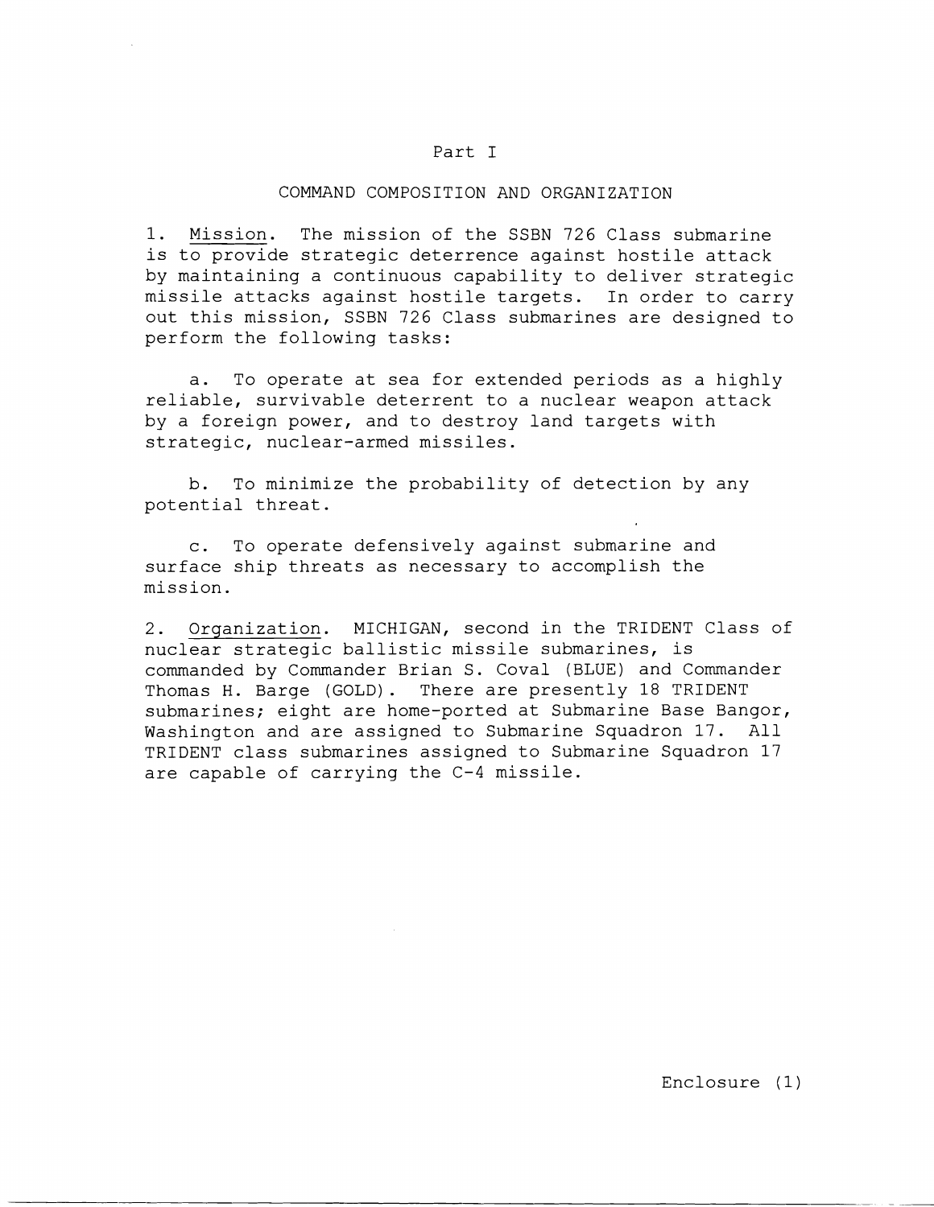# Part I

## COMMAND COMPOSITION AND ORGANIZATION

1. Mission. The mission of the SSBN 726 Class submarine is to provide strategic deterrence against hostile attack by maintaining a continuous capability to deliver strategic missile attacks against hostile targets. In order to carry out this mission, SSBN 726 Class submarines are designed to perform the following tasks:

   a. To operate at sea for extended periods as a highly reliable, survivable deterrent to a nuclear weapon attack by a foreign power, and to destroy land targets with strategic, nuclear-armed missiles.

   b. To minimize the probability of detection by any potential threat.

   c. To operate defensively against submarine and surface ship threats as necessary to accomplish the mission.

2. Organization. MICHIGAN, second in the TRIDENT Class of nuclear strategic ballistic missile submarines, is commanded by Commander Brian S. Coval (BLUE) and Commander Thomas H. Barge (GOLD). There are presently 18 TRIDENT submarines; eight are home-ported at Submarine Base Bangor, Washington and are assigned to Submarine Squadron 17. All TRIDENT class submarines assigned to Submarine Squadron 17 are capable of carrying the C-4 missile.

Enclosure (1)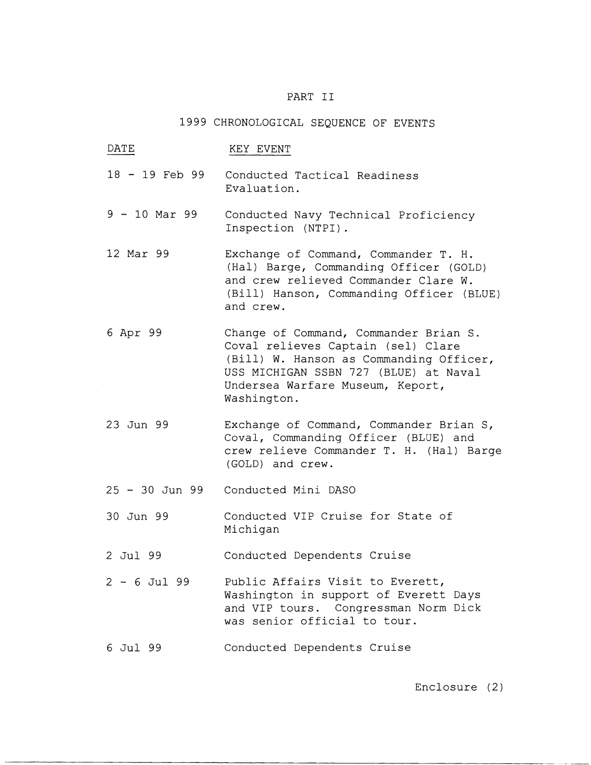PART II

1999 CHRONOLOGICAL SEQUENCE OF EVENTS

| DATE | KEY EVENT |
|---|---|
| 18 - 19 Feb 99 | Conducted Tactical Readiness Evaluation. |
| 9 - 10 Mar 99 | Conducted Navy Technical Proficiency Inspection (NTPI). |
| 12 Mar 99 | Exchange of Command, Commander T. H. (Hal) Barge, Commanding Officer (GOLD) and crew relieved Commander Clare W. (Bill) Hanson, Commanding Officer (BLUE) and crew. |
| 6 Apr 99 | Change of Command, Commander Brian S. Coval relieves Captain (sel) Clare (Bill) W. Hanson as Commanding Officer, USS MICHIGAN SSBN 727 (BLUE) at Naval Undersea Warfare Museum, Keport, Washington. |
| 23 Jun 99 | Exchange of Command, Commander Brian S, Coval, Commanding Officer (BLUE) and crew relieve Commander T. H. (Hal) Barge (GOLD) and crew. |
| 25 - 30 Jun 99 | Conducted Mini DASO |
| 30 Jun 99 | Conducted VIP Cruise for State of Michigan |
| 2 Jul 99 | Conducted Dependents Cruise |
| 2 - 6 Jul 99 | Public Affairs Visit to Everett, Washington in support of Everett Days and VIP tours. Congressman Norm Dick was senior official to tour. |
| 6 Jul 99 | Conducted Dependents Cruise |

Enclosure (2)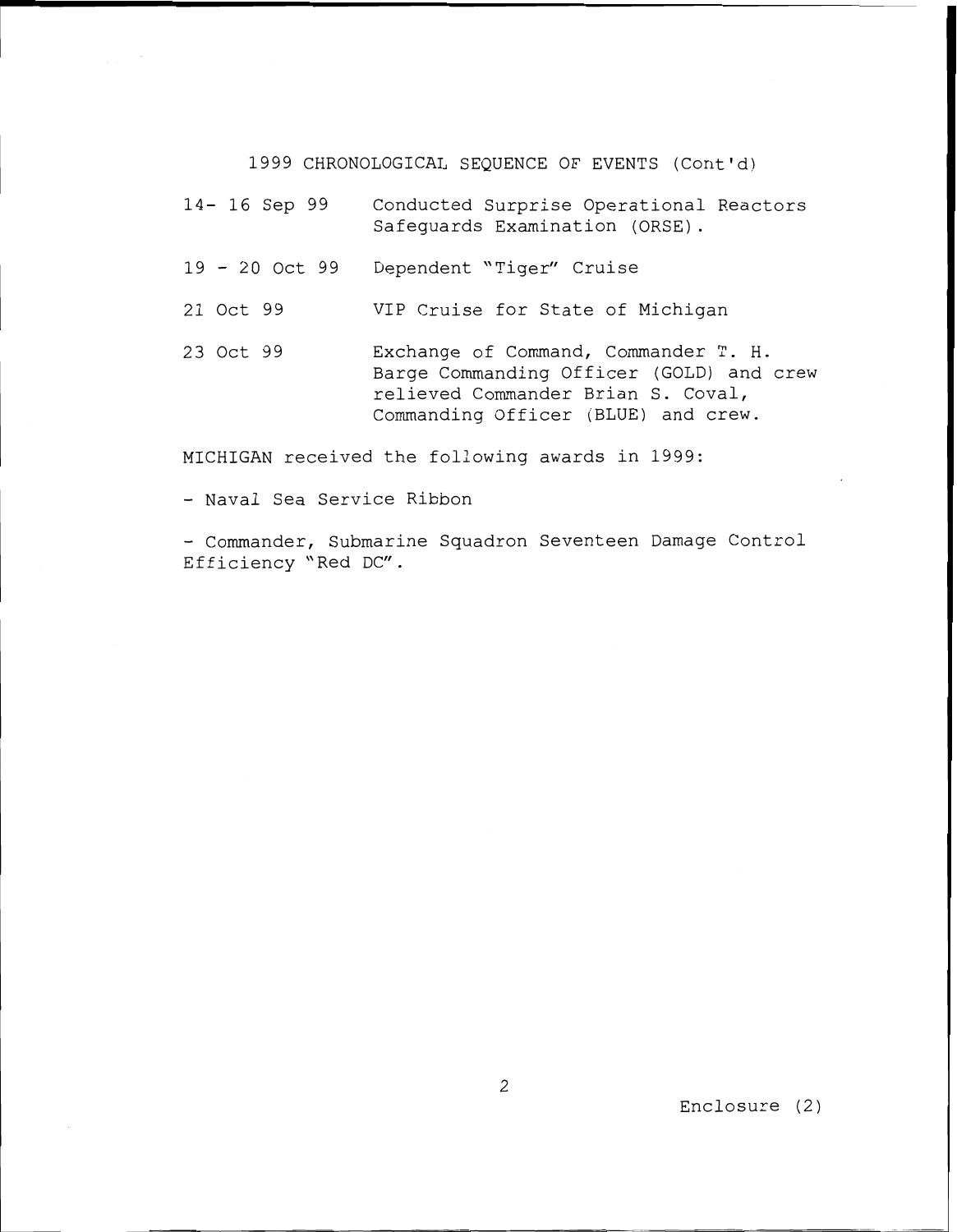1999 CHRONOLOGICAL SEQUENCE OF EVENTS (Cont'd)

| | |
|---|---|
| 14- 16 Sep 99 | Conducted Surprise Operational Reactors Safeguards Examination (ORSE). |
| 19 - 20 Oct 99 | Dependent "Tiger" Cruise |
| 21 Oct 99 | VIP Cruise for State of Michigan |
| 23 Oct 99 | Exchange of Command, Commander T. H. Barge Commanding Officer (GOLD) and crew relieved Commander Brian S. Coval, Commanding Officer (BLUE) and crew. |

MICHIGAN received the following awards in 1999:

- Naval Sea Service Ribbon

- Commander, Submarine Squadron Seventeen Damage Control Efficiency "Red DC".

Enclosure (2)